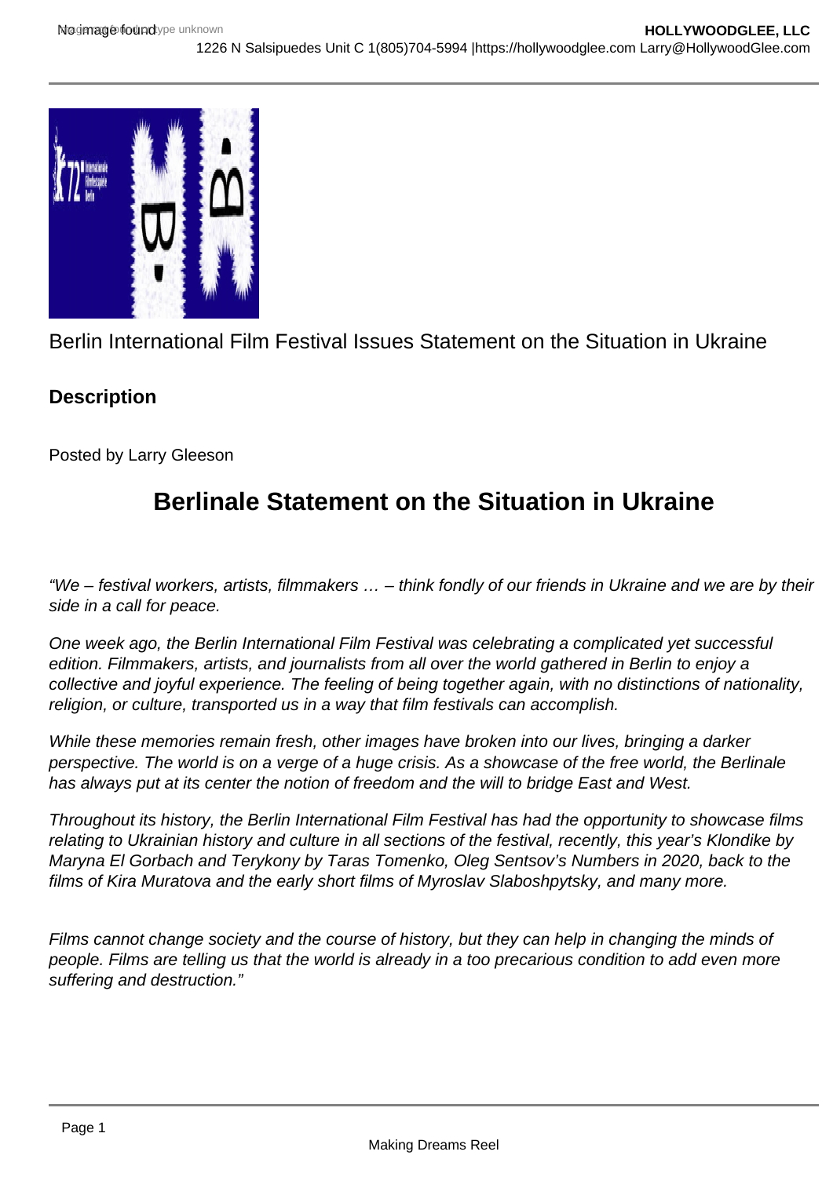Berlin International Film Festival Issues Statement on the Situation in Ukraine

**Description**

Posted by Larry Gleeson

## Berlinale Statement on the Situation in Ukraine

*"We – festival workers, artists, filmmakers … – think fondly of our friends in Ukraine and we are by their side in a call for peace.*

*One week ago, the Berlin International Film Festival was celebrating a complicated yet successful edition. Filmmakers, artists, and journalists from all over the world gathered in Berlin to enjoy a collective and joyful experience. The feeling of being together again, with no distinctions of nationality, religion, or culture, transported us in a way that film festivals can accomplish.*

*While these memories remain fresh, other images have broken into our lives, bringing a darker perspective. The world is on a verge of a huge crisis. As a showcase of the free world, the Berlinale has always put at its center the notion of freedom and the will to bridge East and West.*

*Throughout its history, the Berlin International Film Festival has had the opportunity to showcase films relating to Ukrainian history and culture in all sections of the festival, recently, this year's Klondike by Maryna El Gorbach and Terykony by Taras Tomenko, Oleg Sentsov's Numbers in 2020, back to the films of Kira Muratova and the early short films of Myroslav Slaboshpytsky, and many more.*

*Films cannot change society and the course of history, but they can help in changing the minds of people. Films are telling us that the world is already in a too precarious condition to add even more suffering and destruction."*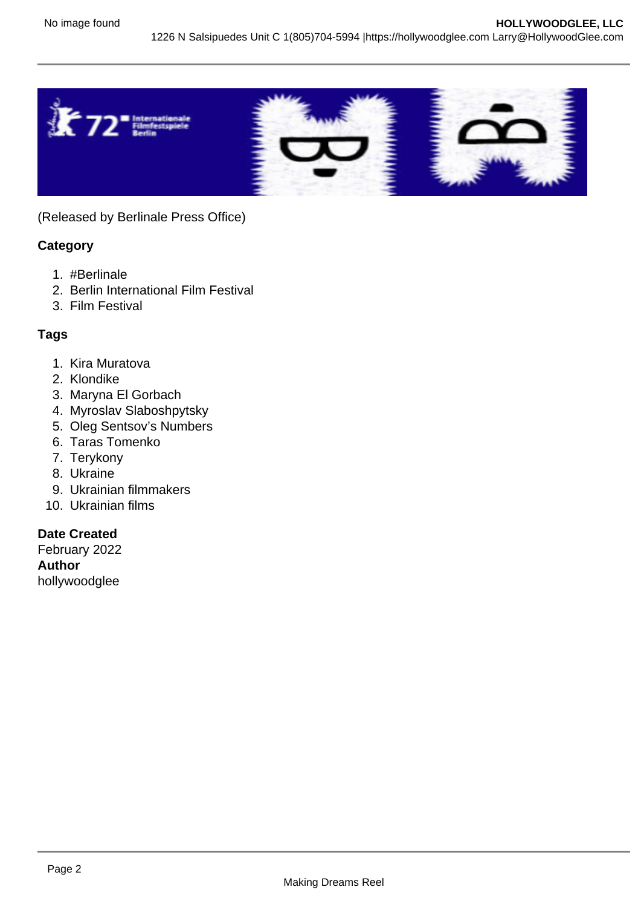(Released by Berlinale Press Office)

**Category**

1. #Berlinale
2. Berlin International Film Festival
3. Film Festival

**Tags**

1. Kira Muratova
2. Klondike
3. Maryna El Gorbach
4. Myroslav Slaboshpytsky
5. Oleg Sentsov's Numbers
6. Taras Tomenko
7. Terykony
8. Ukraine
9. Ukrainian filmmakers
10. Ukrainian films

**Date Created**
February 2022
**Author**
hollywoodglee